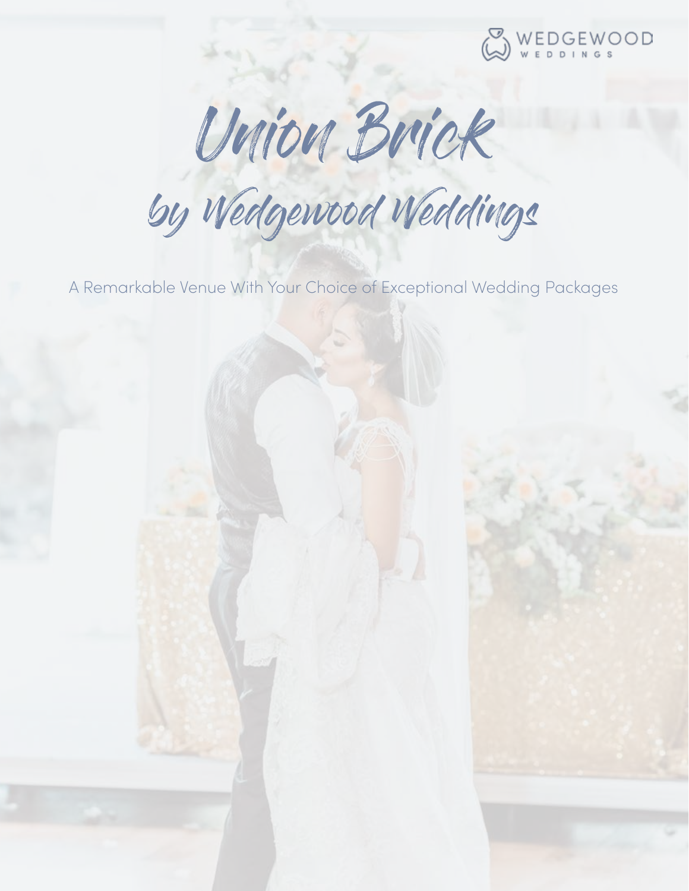WEDGEWOOD WEDDINGS

# Union Brick

## by Wedgewood Weddings

A Remarkable Venue With Your Choice of Exceptional Wedding Packages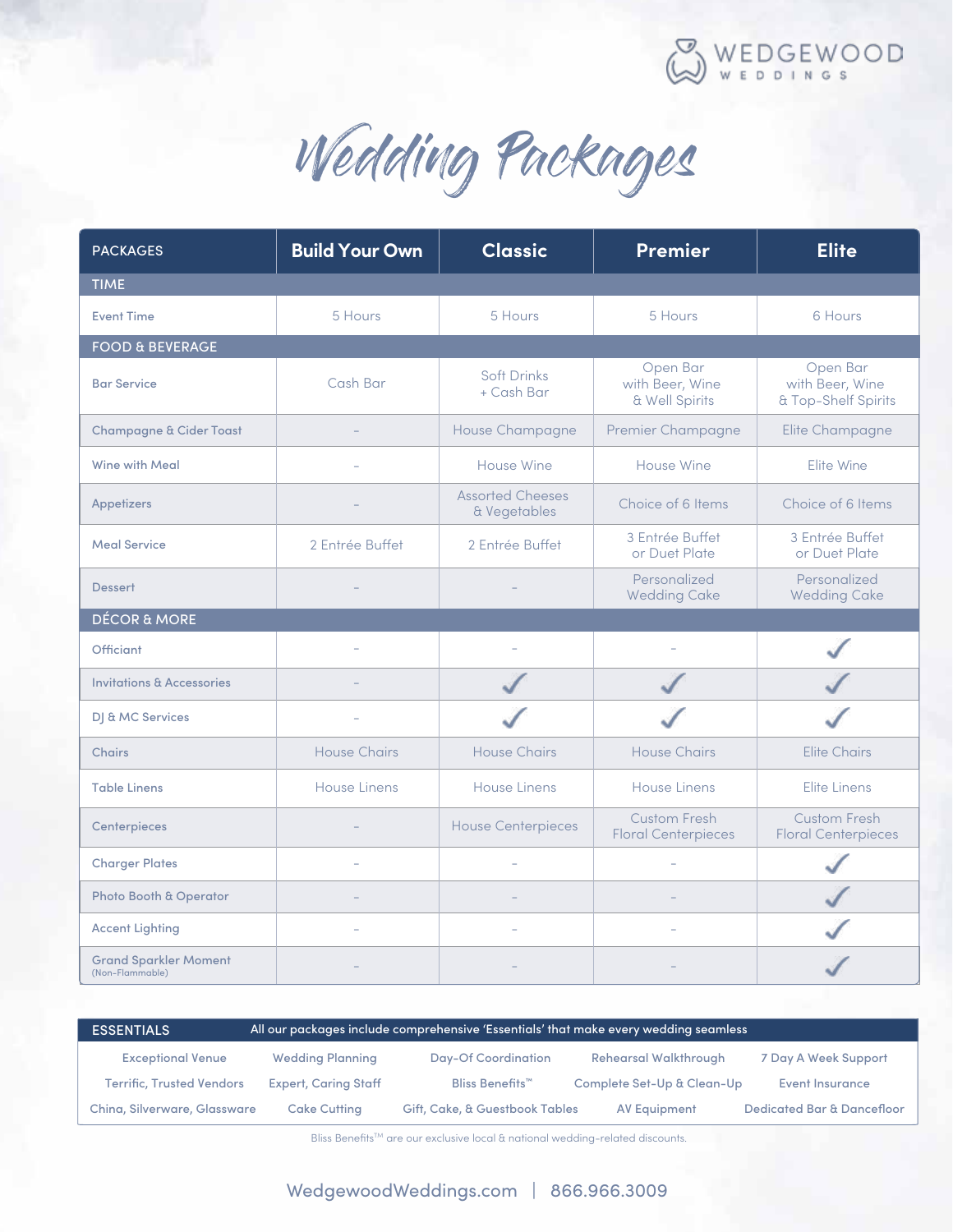# Wedding Packages

| PACKAGES | Build Your Own | Classic | Premier | Elite |
|---|---|---|---|---|
| **TIME** | | | | |
| Event Time | 5 Hours | 5 Hours | 5 Hours | 6 Hours |
| **FOOD & BEVERAGE** | | | | |
| Bar Service | Cash Bar | Soft Drinks + Cash Bar | Open Bar with Beer, Wine & Well Spirits | Open Bar with Beer, Wine & Top-Shelf Spirits |
| Champagne & Cider Toast | – | House Champagne | Premier Champagne | Elite Champagne |
| Wine with Meal | – | House Wine | House Wine | Elite Wine |
| Appetizers | – | Assorted Cheeses & Vegetables | Choice of 6 Items | Choice of 6 Items |
| Meal Service | 2 Entrée Buffet | 2 Entrée Buffet | 3 Entrée Buffet or Duet Plate | 3 Entrée Buffet or Duet Plate |
| Dessert | – | – | Personalized Wedding Cake | Personalized Wedding Cake |
| **DÉCOR & MORE** | | | | |
| Officiant | – | – | – | ✓ |
| Invitations & Accessories | – | ✓ | ✓ | ✓ |
| DJ & MC Services | – | ✓ | ✓ | ✓ |
| Chairs | House Chairs | House Chairs | House Chairs | Elite Chairs |
| Table Linens | House Linens | House Linens | House Linens | Elite Linens |
| Centerpieces | – | House Centerpieces | Custom Fresh Floral Centerpieces | Custom Fresh Floral Centerpieces |
| Charger Plates | – | – | – | ✓ |
| Photo Booth & Operator | – | – | – | ✓ |
| Accent Lighting | – | – | – | ✓ |
| Grand Sparkler Moment (Non-Flammable) | – | – | – | ✓ |

## ESSENTIALS

All our packages include comprehensive 'Essentials' that make every wedding seamless

| | | | | |
|---|---|---|---|---|
| Exceptional Venue | Wedding Planning | Day-Of Coordination | Rehearsal Walkthrough | 7 Day A Week Support |
| Terrific, Trusted Vendors | Expert, Caring Staff | Bliss Benefits™ | Complete Set-Up & Clean-Up | Event Insurance |
| China, Silverware, Glassware | Cake Cutting | Gift, Cake, & Guestbook Tables | AV Equipment | Dedicated Bar & Dancefloor |

Bliss Benefits™ are our exclusive local & national wedding-related discounts.

WedgewoodWeddings.com | 866.966.3009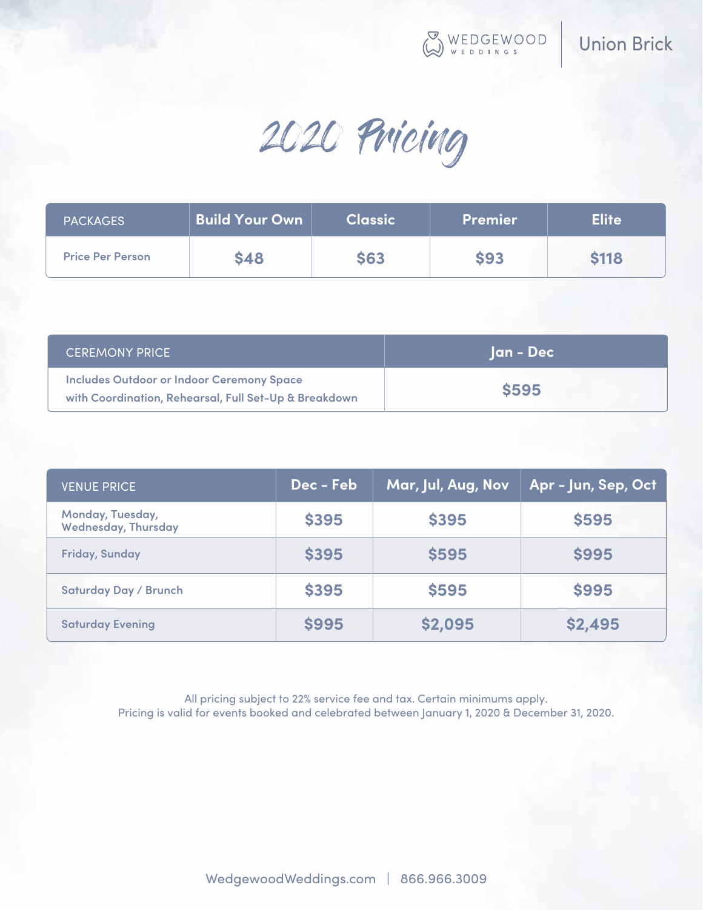WEDGEWOOD WEDDINGS | Union Brick

# 2020 Pricing

| PACKAGES | Build Your Own | Classic | Premier | Elite |
|---|---|---|---|---|
| Price Per Person | $48 | $63 | $93 | $118 |

| CEREMONY PRICE | Jan - Dec |
|---|---|
| Includes Outdoor or Indoor Ceremony Space with Coordination, Rehearsal, Full Set-Up & Breakdown | $595 |

| VENUE PRICE | Dec - Feb | Mar, Jul, Aug, Nov | Apr - Jun, Sep, Oct |
|---|---|---|---|
| Monday, Tuesday, Wednesday, Thursday | $395 | $395 | $595 |
| Friday, Sunday | $395 | $595 | $995 |
| Saturday Day / Brunch | $395 | $595 | $995 |
| Saturday Evening | $995 | $2,095 | $2,495 |

All pricing subject to 22% service fee and tax. Certain minimums apply.
Pricing is valid for events booked and celebrated between January 1, 2020 & December 31, 2020.

WedgewoodWeddings.com | 866.966.3009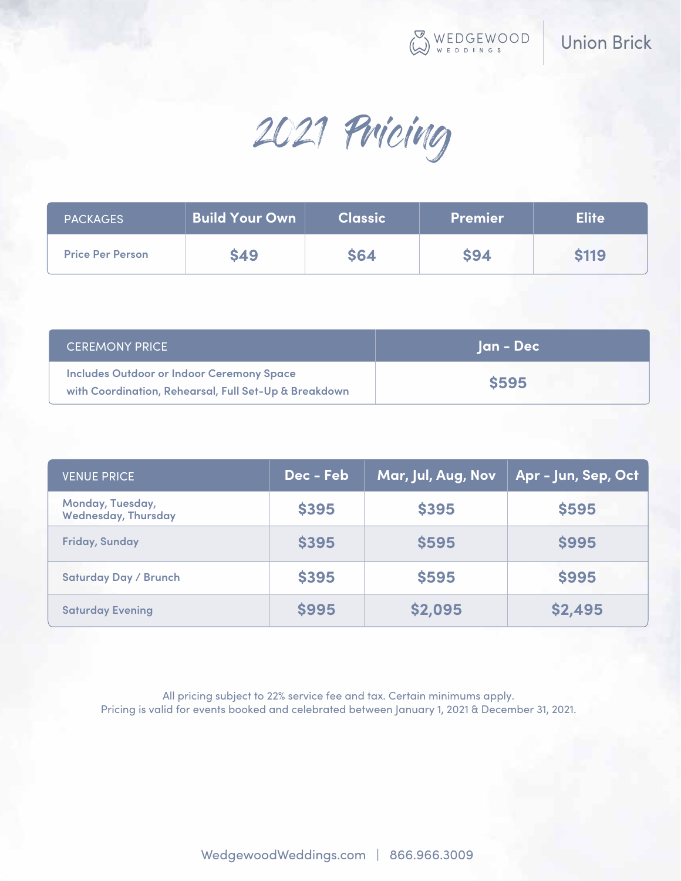Wedgewood Weddings | Union Brick

# 2021 Pricing

| PACKAGES | Build Your Own | Classic | Premier | Elite |
|---|---|---|---|---|
| Price Per Person | $49 | $64 | $94 | $119 |

| CEREMONY PRICE | Jan - Dec |
|---|---|
| Includes Outdoor or Indoor Ceremony Space with Coordination, Rehearsal, Full Set-Up & Breakdown | $595 |

| VENUE PRICE | Dec - Feb | Mar, Jul, Aug, Nov | Apr - Jun, Sep, Oct |
|---|---|---|---|
| Monday, Tuesday, Wednesday, Thursday | $395 | $395 | $595 |
| Friday, Sunday | $395 | $595 | $995 |
| Saturday Day / Brunch | $395 | $595 | $995 |
| Saturday Evening | $995 | $2,095 | $2,495 |

All pricing subject to 22% service fee and tax. Certain minimums apply.
Pricing is valid for events booked and celebrated between January 1, 2021 & December 31, 2021.

WedgewoodWeddings.com | 866.966.3009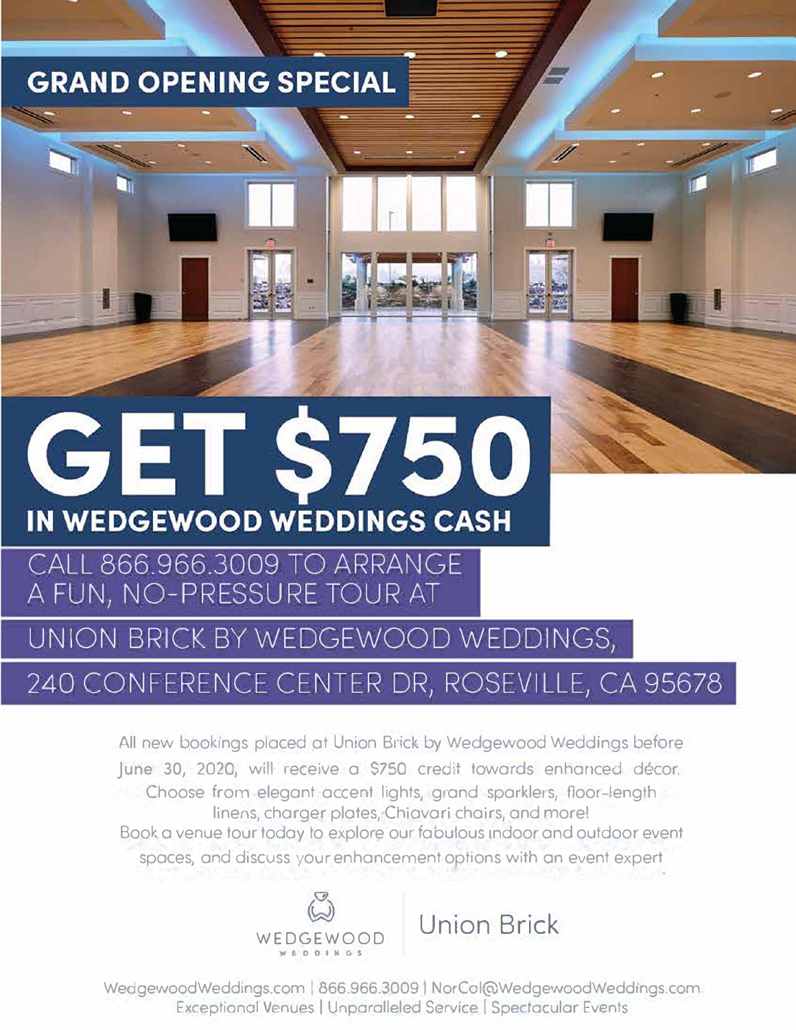## GRAND OPENING SPECIAL

# GET $750

## IN WEDGEWOOD WEDDINGS CASH

CALL 866.966.3009 TO ARRANGE A FUN, NO-PRESSURE TOUR AT

UNION BRICK BY WEDGEWOOD WEDDINGS,

240 CONFERENCE CENTER DR, ROSEVILLE, CA 95678

All new bookings placed at Union Brick by Wedgewood Weddings before June 30, 2020, will receive a $750 credit towards enhanced décor. Choose from elegant accent lights, grand sparklers, floor-length linens, charger plates, Chiavari chairs, and more! Book a venue tour today to explore our fabulous indoor and outdoor event spaces, and discuss your enhancement options with an event expert

WEDGEWOOD WEDDINGS | Union Brick

WedgewoodWeddings.com | 866.966.3009 | NorCal@WedgewoodWeddings.com
Exceptional Venues | Unparalleled Service | Spectacular Events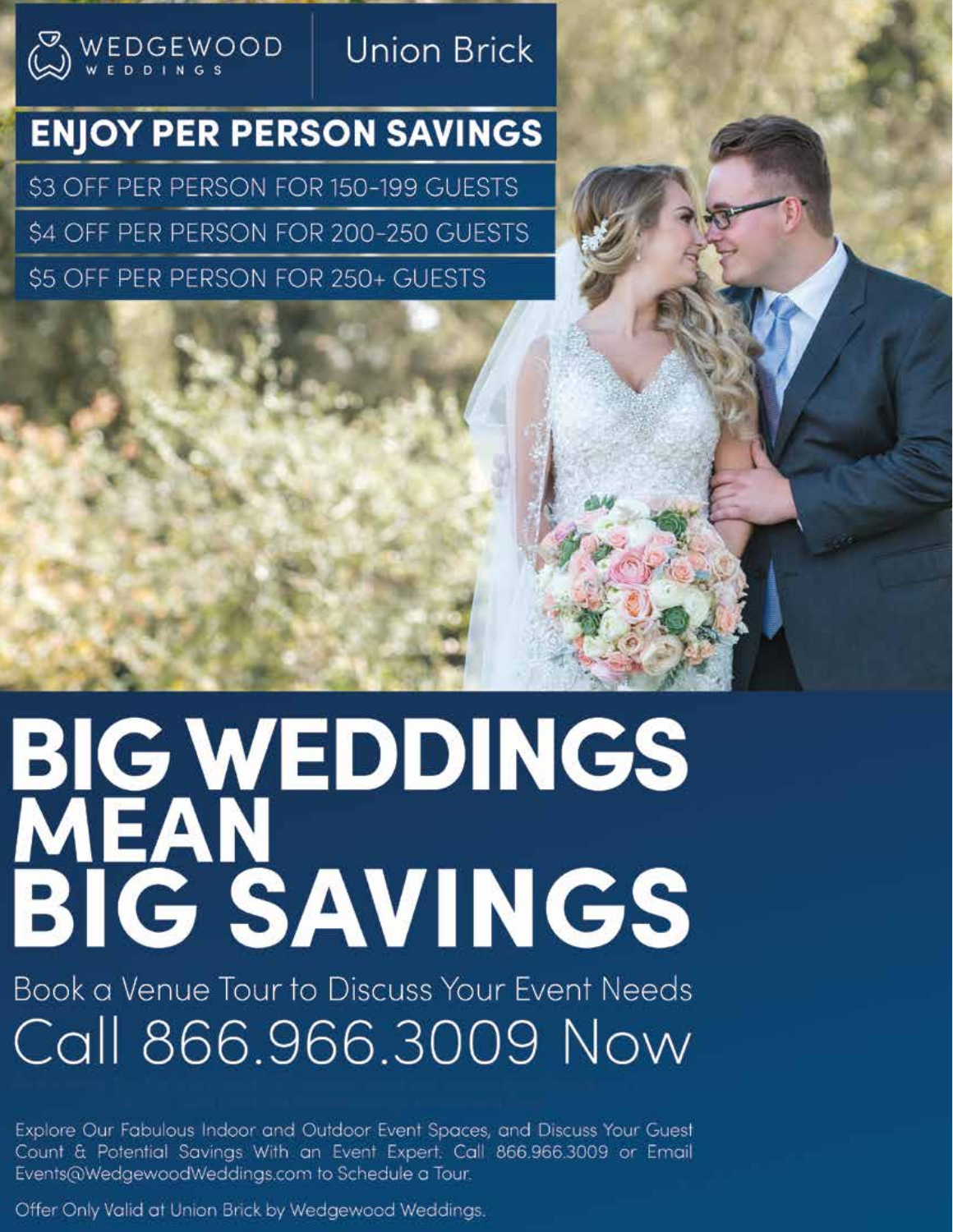WEDGEWOOD WEDDINGS | Union Brick

## ENJOY PER PERSON SAVINGS

- $3 OFF PER PERSON FOR 150-199 GUESTS
- $4 OFF PER PERSON FOR 200-250 GUESTS
- $5 OFF PER PERSON FOR 250+ GUESTS

# BIG WEDDINGS MEAN BIG SAVINGS

Book a Venue Tour to Discuss Your Event Needs

Call 866.966.3009 Now

Explore Our Fabulous Indoor and Outdoor Event Spaces, and Discuss Your Guest Count & Potential Savings With an Event Expert. Call 866.966.3009 or Email Events@WedgewoodWeddings.com to Schedule a Tour.

Offer Only Valid at Union Brick by Wedgewood Weddings.